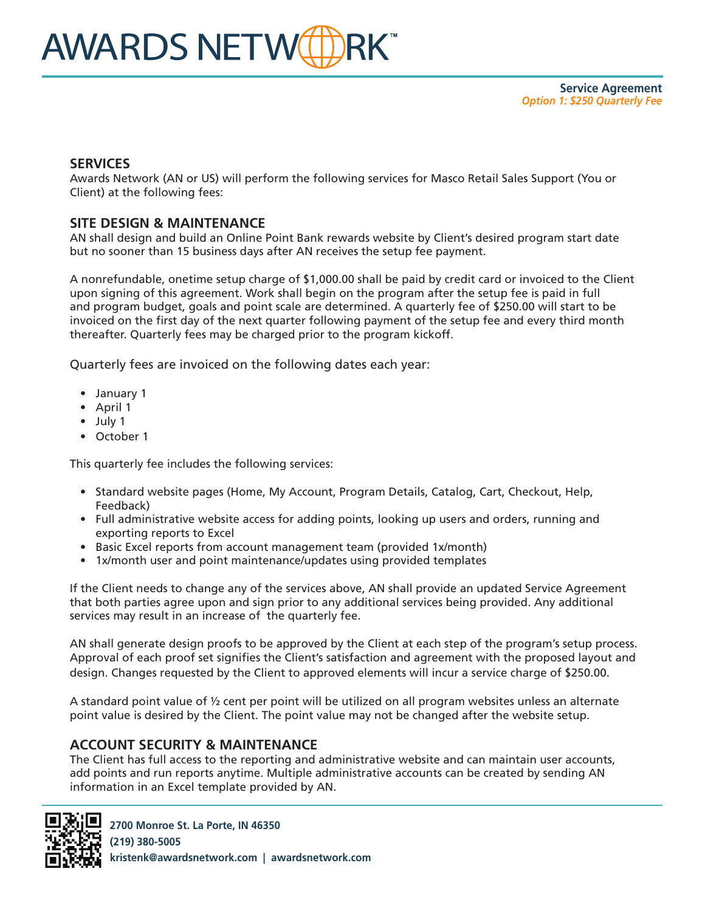# AWARDS NETWORK™

**Service Agreement**
***Option 1: $250 Quarterly Fee***

## SERVICES

Awards Network (AN or US) will perform the following services for Masco Retail Sales Support (You or Client) at the following fees:

## SITE DESIGN & MAINTENANCE

AN shall design and build an Online Point Bank rewards website by Client's desired program start date but no sooner than 15 business days after AN receives the setup fee payment.

A nonrefundable, onetime setup charge of $1,000.00 shall be paid by credit card or invoiced to the Client upon signing of this agreement. Work shall begin on the program after the setup fee is paid in full and program budget, goals and point scale are determined. A quarterly fee of $250.00 will start to be invoiced on the first day of the next quarter following payment of the setup fee and every third month thereafter. Quarterly fees may be charged prior to the program kickoff.

Quarterly fees are invoiced on the following dates each year:

- January 1
- April 1
- July 1
- October 1

This quarterly fee includes the following services:

- Standard website pages (Home, My Account, Program Details, Catalog, Cart, Checkout, Help, Feedback)
- Full administrative website access for adding points, looking up users and orders, running and exporting reports to Excel
- Basic Excel reports from account management team (provided 1x/month)
- 1x/month user and point maintenance/updates using provided templates

If the Client needs to change any of the services above, AN shall provide an updated Service Agreement that both parties agree upon and sign prior to any additional services being provided. Any additional services may result in an increase of the quarterly fee.

AN shall generate design proofs to be approved by the Client at each step of the program's setup process. Approval of each proof set signifies the Client's satisfaction and agreement with the proposed layout and design. Changes requested by the Client to approved elements will incur a service charge of $250.00.

A standard point value of ½ cent per point will be utilized on all program websites unless an alternate point value is desired by the Client. The point value may not be changed after the website setup.

## ACCOUNT SECURITY & MAINTENANCE

The Client has full access to the reporting and administrative website and can maintain user accounts, add points and run reports anytime. Multiple administrative accounts can be created by sending AN information in an Excel template provided by AN.

**2700 Monroe St. La Porte, IN 46350**
**(219) 380-5005**
**kristenk@awardsnetwork.com | awardsnetwork.com**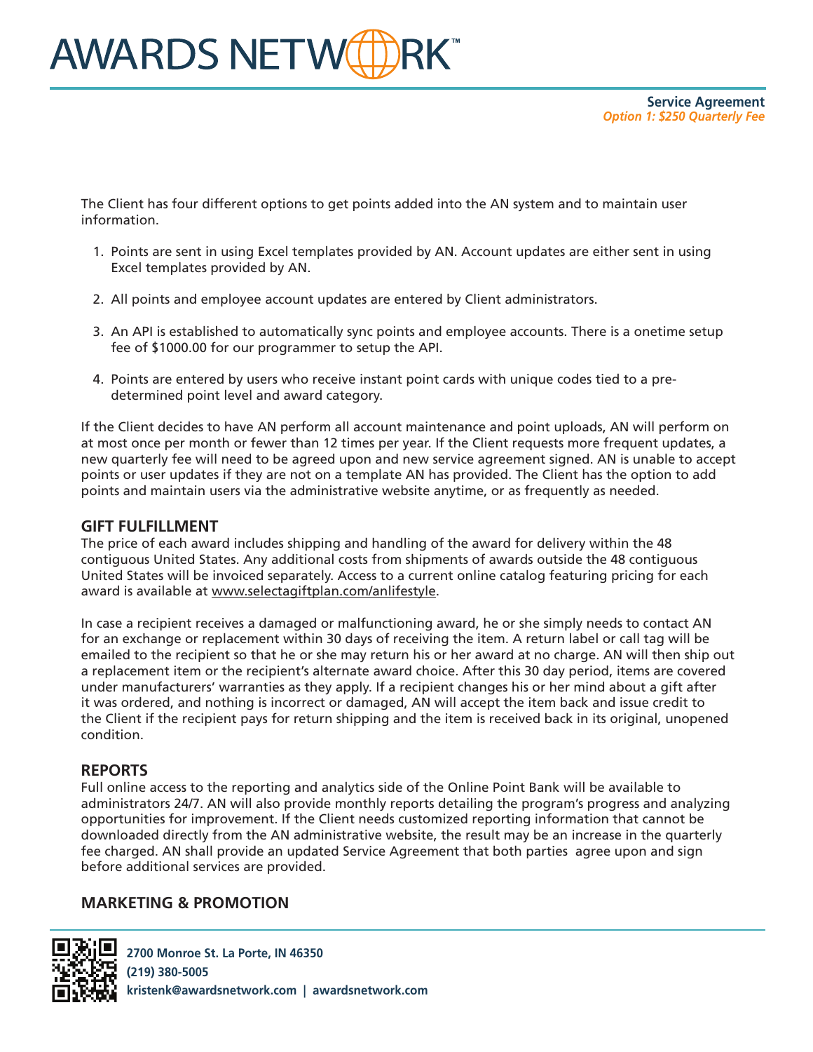The Client has four different options to get points added into the AN system and to maintain user information.

1. Points are sent in using Excel templates provided by AN. Account updates are either sent in using Excel templates provided by AN.
2. All points and employee account updates are entered by Client administrators.
3. An API is established to automatically sync points and employee accounts. There is a onetime setup fee of $1000.00 for our programmer to setup the API.
4. Points are entered by users who receive instant point cards with unique codes tied to a pre-determined point level and award category.

If the Client decides to have AN perform all account maintenance and point uploads, AN will perform on at most once per month or fewer than 12 times per year. If the Client requests more frequent updates, a new quarterly fee will need to be agreed upon and new service agreement signed. AN is unable to accept points or user updates if they are not on a template AN has provided. The Client has the option to add points and maintain users via the administrative website anytime, or as frequently as needed.

## GIFT FULFILLMENT

The price of each award includes shipping and handling of the award for delivery within the 48 contiguous United States. Any additional costs from shipments of awards outside the 48 contiguous United States will be invoiced separately. Access to a current online catalog featuring pricing for each award is available at www.selectagiftplan.com/anlifestyle.

In case a recipient receives a damaged or malfunctioning award, he or she simply needs to contact AN for an exchange or replacement within 30 days of receiving the item. A return label or call tag will be emailed to the recipient so that he or she may return his or her award at no charge. AN will then ship out a replacement item or the recipient's alternate award choice. After this 30 day period, items are covered under manufacturers' warranties as they apply. If a recipient changes his or her mind about a gift after it was ordered, and nothing is incorrect or damaged, AN will accept the item back and issue credit to the Client if the recipient pays for return shipping and the item is received back in its original, unopened condition.

## REPORTS

Full online access to the reporting and analytics side of the Online Point Bank will be available to administrators 24/7. AN will also provide monthly reports detailing the program's progress and analyzing opportunities for improvement. If the Client needs customized reporting information that cannot be downloaded directly from the AN administrative website, the result may be an increase in the quarterly fee charged. AN shall provide an updated Service Agreement that both parties agree upon and sign before additional services are provided.

## MARKETING & PROMOTION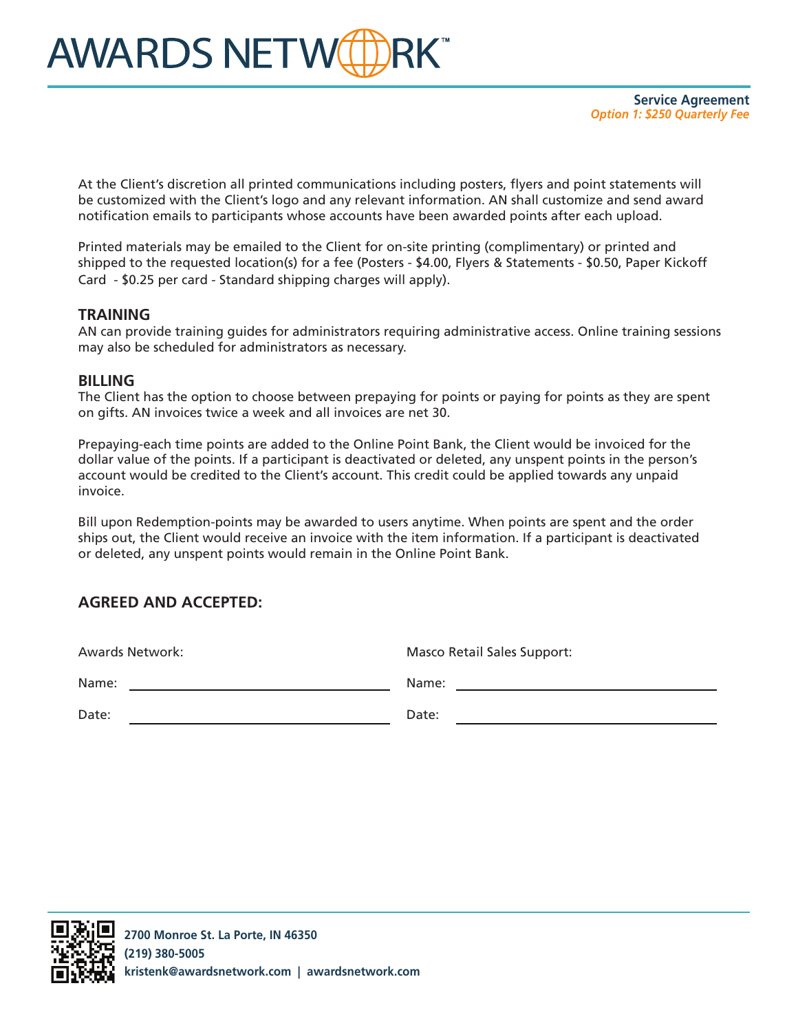**Service Agreement**
*Option 1: $250 Quarterly Fee*

At the Client's discretion all printed communications including posters, flyers and point statements will be customized with the Client's logo and any relevant information. AN shall customize and send award notification emails to participants whose accounts have been awarded points after each upload.

Printed materials may be emailed to the Client for on-site printing (complimentary) or printed and shipped to the requested location(s) for a fee (Posters - $4.00, Flyers & Statements - $0.50, Paper Kickoff Card - $0.25 per card - Standard shipping charges will apply).

## TRAINING

AN can provide training guides for administrators requiring administrative access. Online training sessions may also be scheduled for administrators as necessary.

## BILLING

The Client has the option to choose between prepaying for points or paying for points as they are spent on gifts. AN invoices twice a week and all invoices are net 30.

Prepaying-each time points are added to the Online Point Bank, the Client would be invoiced for the dollar value of the points. If a participant is deactivated or deleted, any unspent points in the person's account would be credited to the Client's account. This credit could be applied towards any unpaid invoice.

Bill upon Redemption-points may be awarded to users anytime. When points are spent and the order ships out, the Client would receive an invoice with the item information. If a participant is deactivated or deleted, any unspent points would remain in the Online Point Bank.

## AGREED AND ACCEPTED:

Awards Network:

Name: ______________________

Date: ______________________

Masco Retail Sales Support:

Name: ______________________

Date: ______________________

**2700 Monroe St. La Porte, IN 46350**
**(219) 380-5005**
**kristenk@awardsnetwork.com | awardsnetwork.com**